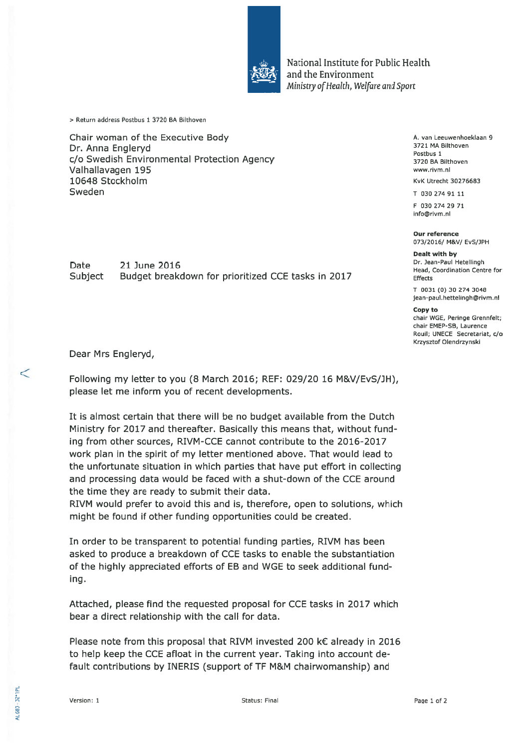National Institute for Public Health and the Environment
*Ministry of Health, Welfare and Sport*

> Return address Postbus 1 3720 BA Bilthoven

Chair woman of the Executive Body
Dr. Anna Engleryd
c/o Swedish Environmental Protection Agency
Valhallavagen 195
10648 Stockholm
Sweden

A. van Leeuwenhoeklaan 9
3721 MA Bilthoven
Postbus 1
3720 BA Bilthoven
www.rivm.nl

KvK Utrecht 30276683

T 030 274 91 11

F 030 274 29 71
info@rivm.nl

**Our reference**
073/2016/ M&V/ EvS/JPH

**Dealt with by**
Dr. Jean-Paul Hetellingh
Head, Coordination Centre for Effects

T 0031 (0) 30 274 3048
jean-paul.hettelingh@rivm.nl

**Copy to**
chair WGE, Peringe Grennfelt; chair EMEP-SB, Laurence Rouil; UNECE Secretariat, c/o Krzysztof Olendrzynski

Date 21 June 2016
Subject Budget breakdown for prioritized CCE tasks in 2017

Dear Mrs Engleryd,

Following my letter to you (8 March 2016; REF: 029/20 16 M&V/EvS/JH), please let me inform you of recent developments.

It is almost certain that there will be no budget available from the Dutch Ministry for 2017 and thereafter. Basically this means that, without funding from other sources, RIVM-CCE cannot contribute to the 2016-2017 work plan in the spirit of my letter mentioned above. That would lead to the unfortunate situation in which parties that have put effort in collecting and processing data would be faced with a shut-down of the CCE around the time they are ready to submit their data.
RIVM would prefer to avoid this and is, therefore, open to solutions, which might be found if other funding opportunities could be created.

In order to be transparent to potential funding parties, RIVM has been asked to produce a breakdown of CCE tasks to enable the substantiation of the highly appreciated efforts of EB and WGE to seek additional funding.

Attached, please find the requested proposal for CCE tasks in 2017 which bear a direct relationship with the call for data.

Please note from this proposal that RIVM invested 200 k€ already in 2016 to help keep the CCE afloat in the current year. Taking into account default contributions by INERIS (support of TF M&M chairwomanship) and

Version: 1 Status: Final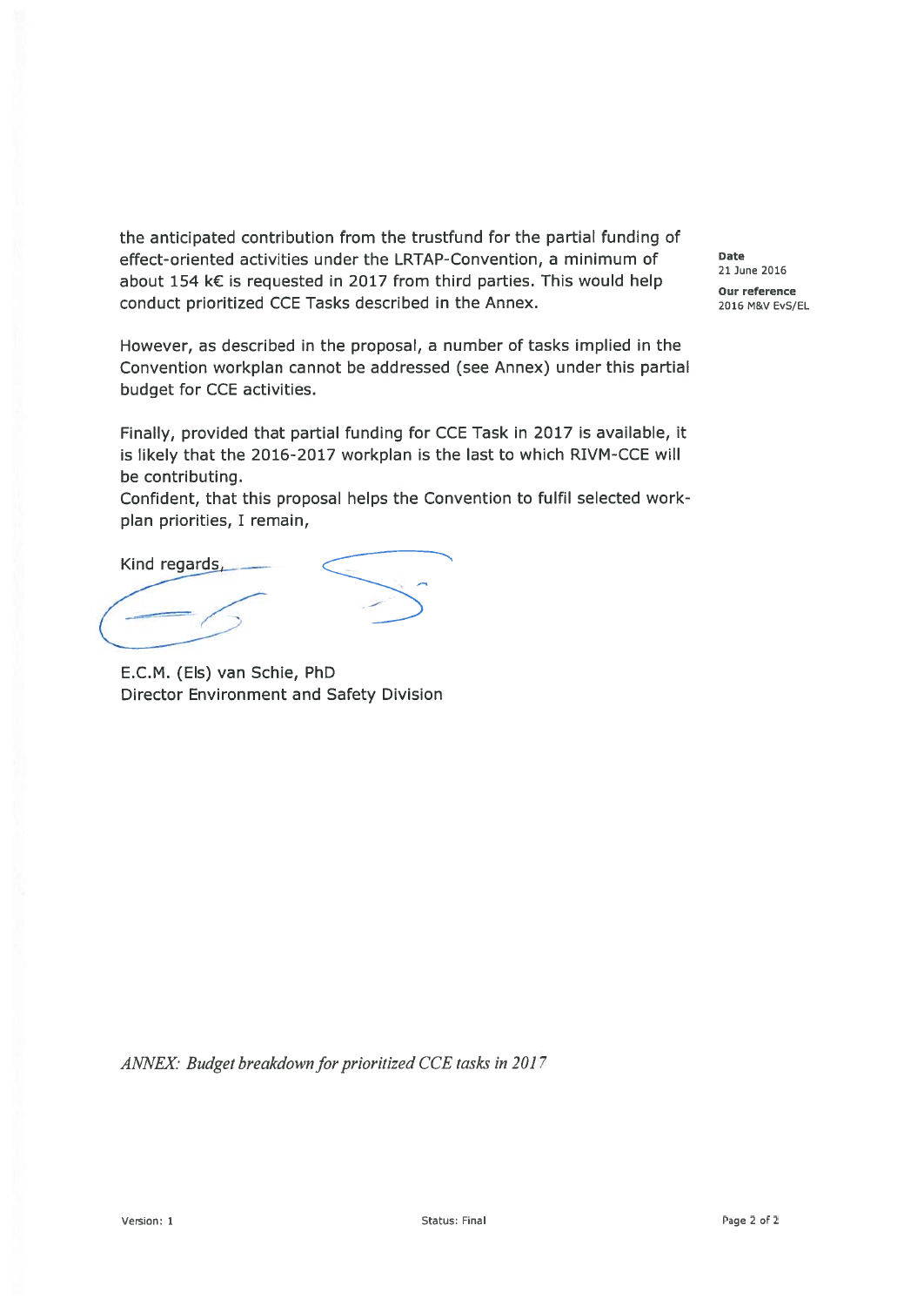the anticipated contribution from the trustfund for the partial funding of effect-oriented activities under the LRTAP-Convention, a minimum of about 154 k€ is requested in 2017 from third parties. This would help conduct prioritized CCE Tasks described in the Annex.

**Date**
21 June 2016

**Our reference**
2016 M&V EvS/EL

However, as described in the proposal, a number of tasks implied in the Convention workplan cannot be addressed (see Annex) under this partial budget for CCE activities.

Finally, provided that partial funding for CCE Task in 2017 is available, it is likely that the 2016-2017 workplan is the last to which RIVM-CCE will be contributing.
Confident, that this proposal helps the Convention to fulfil selected work-plan priorities, I remain,

Kind regards,

E.C.M. (Els) van Schie, PhD
Director Environment and Safety Division

*ANNEX: Budget breakdown for prioritized CCE tasks in 2017*

Version: 1 Status: Final